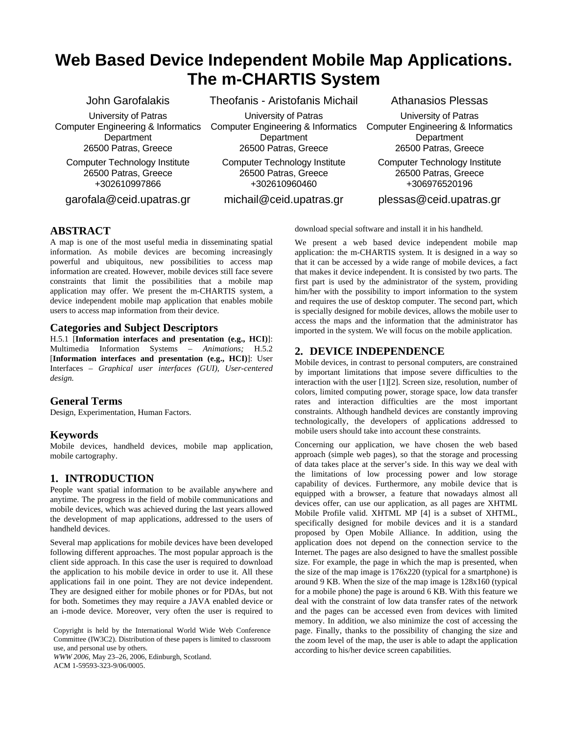# Web Based Device Independent Mobile Map Applications. The m-CHARTIS System

John Garofalakis
University of Patras
Computer Engineering & Informatics Department
26500 Patras, Greece
Computer Technology Institute
26500 Patras, Greece
+302610997866
garofala@ceid.upatras.gr

Theofanis - Aristofanis Michail
University of Patras
Computer Engineering & Informatics Department
26500 Patras, Greece
Computer Technology Institute
26500 Patras, Greece
+302610960460
michail@ceid.upatras.gr

Athanasios Plessas
University of Patras
Computer Engineering & Informatics Department
26500 Patras, Greece
Computer Technology Institute
26500 Patras, Greece
+306976520196
plessas@ceid.upatras.gr

## ABSTRACT

A map is one of the most useful media in disseminating spatial information. As mobile devices are becoming increasingly powerful and ubiquitous, new possibilities to access map information are created. However, mobile devices still face severe constraints that limit the possibilities that a mobile map application may offer. We present the m-CHARTIS system, a device independent mobile map application that enables mobile users to access map information from their device.

### Categories and Subject Descriptors

H.5.1 [**Information interfaces and presentation (e.g., HCI)**]: Multimedia Information Systems – *Animations;* H.5.2 [**Information interfaces and presentation (e.g., HCI)**]: User Interfaces – *Graphical user interfaces (GUI), User-centered design.*

### General Terms

Design, Experimentation, Human Factors.

### Keywords

Mobile devices, handheld devices, mobile map application, mobile cartography.

## 1. INTRODUCTION

People want spatial information to be available anywhere and anytime. The progress in the field of mobile communications and mobile devices, which was achieved during the last years allowed the development of map applications, addressed to the users of handheld devices.

Several map applications for mobile devices have been developed following different approaches. The most popular approach is the client side approach. In this case the user is required to download the application to his mobile device in order to use it. All these applications fail in one point. They are not device independent. They are designed either for mobile phones or for PDAs, but not for both. Sometimes they may require a JAVA enabled device or an i-mode device. Moreover, very often the user is required to download special software and install it in his handheld.

We present a web based device independent mobile map application: the m-CHARTIS system. It is designed in a way so that it can be accessed by a wide range of mobile devices, a fact that makes it device independent. It is consisted by two parts. The first part is used by the administrator of the system, providing him/her with the possibility to import information to the system and requires the use of desktop computer. The second part, which is specially designed for mobile devices, allows the mobile user to access the maps and the information that the administrator has imported in the system. We will focus on the mobile application.

Copyright is held by the International World Wide Web Conference Committee (IW3C2). Distribution of these papers is limited to classroom use, and personal use by others.
*WWW 2006,* May 23–26, 2006, Edinburgh, Scotland.
ACM 1-59593-323-9/06/0005.

## 2. DEVICE INDEPENDENCE

Mobile devices, in contrast to personal computers, are constrained by important limitations that impose severe difficulties to the interaction with the user [1][2]. Screen size, resolution, number of colors, limited computing power, storage space, low data transfer rates and interaction difficulties are the most important constraints. Although handheld devices are constantly improving technologically, the developers of applications addressed to mobile users should take into account these constraints.

Concerning our application, we have chosen the web based approach (simple web pages), so that the storage and processing of data takes place at the server's side. In this way we deal with the limitations of low processing power and low storage capability of devices. Furthermore, any mobile device that is equipped with a browser, a feature that nowadays almost all devices offer, can use our application, as all pages are XHTML Mobile Profile valid. XHTML MP [4] is a subset of XHTML, specifically designed for mobile devices and it is a standard proposed by Open Mobile Alliance. In addition, using the application does not depend on the connection service to the Internet. The pages are also designed to have the smallest possible size. For example, the page in which the map is presented, when the size of the map image is 176x220 (typical for a smartphone) is around 9 KB. When the size of the map image is 128x160 (typical for a mobile phone) the page is around 6 KB. With this feature we deal with the constraint of low data transfer rates of the network and the pages can be accessed even from devices with limited memory. In addition, we also minimize the cost of accessing the page. Finally, thanks to the possibility of changing the size and the zoom level of the map, the user is able to adapt the application according to his/her device screen capabilities.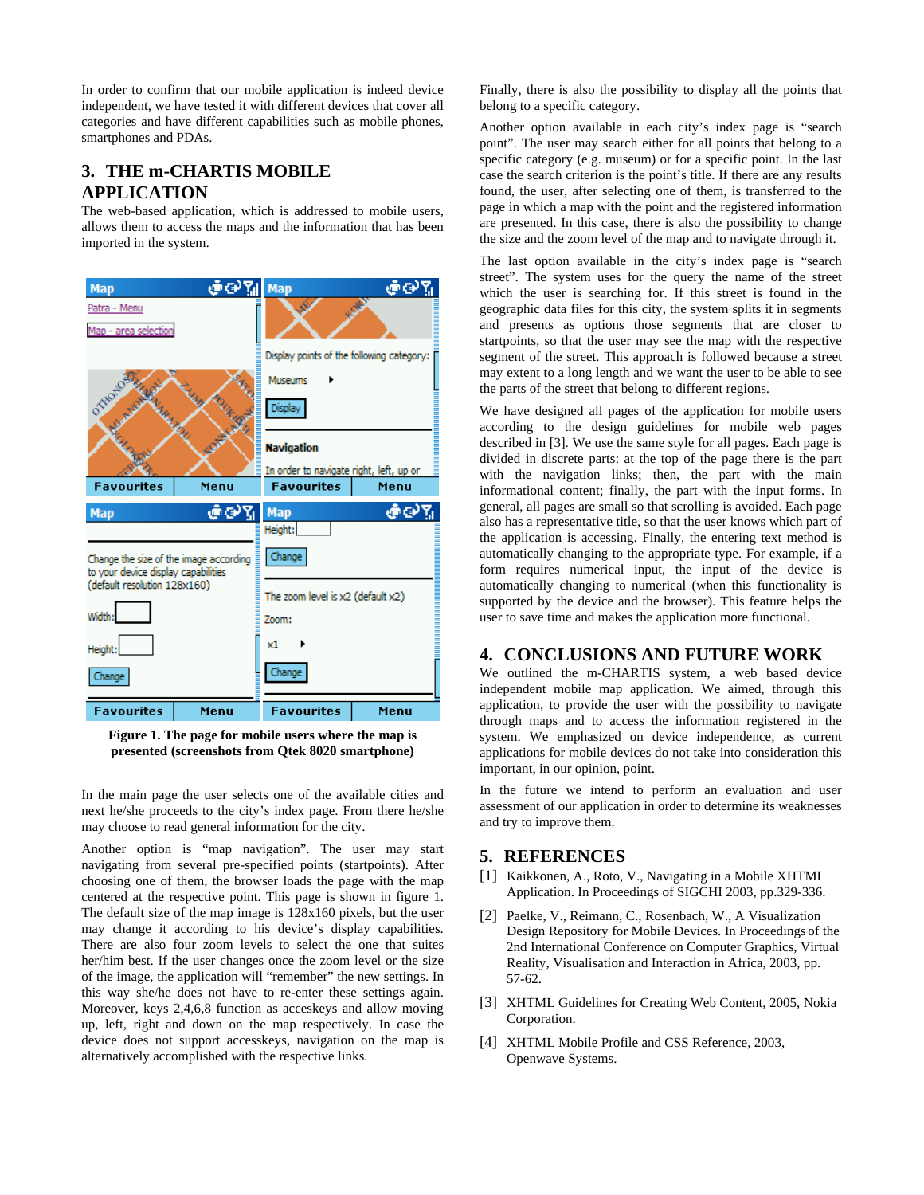In order to confirm that our mobile application is indeed device independent, we have tested it with different devices that cover all categories and have different capabilities such as mobile phones, smartphones and PDAs.

## 3. THE m-CHARTIS MOBILE APPLICATION

The web-based application, which is addressed to mobile users, allows them to access the maps and the information that has been imported in the system.

**Figure 1. The page for mobile users where the map is presented (screenshots from Qtek 8020 smartphone)**

In the main page the user selects one of the available cities and next he/she proceeds to the city's index page. From there he/she may choose to read general information for the city.

Another option is "map navigation". The user may start navigating from several pre-specified points (startpoints). After choosing one of them, the browser loads the page with the map centered at the respective point. This page is shown in figure 1. The default size of the map image is 128x160 pixels, but the user may change it according to his device's display capabilities. There are also four zoom levels to select the one that suites her/him best. If the user changes once the zoom level or the size of the image, the application will "remember" the new settings. In this way she/he does not have to re-enter these settings again. Moreover, keys 2,4,6,8 function as accesskeys and allow moving up, left, right and down on the map respectively. In case the device does not support accesskeys, navigation on the map is alternatively accomplished with the respective links.

Finally, there is also the possibility to display all the points that belong to a specific category.

Another option available in each city's index page is "search point". The user may search either for all points that belong to a specific category (e.g. museum) or for a specific point. In the last case the search criterion is the point's title. If there are any results found, the user, after selecting one of them, is transferred to the page in which a map with the point and the registered information are presented. In this case, there is also the possibility to change the size and the zoom level of the map and to navigate through it.

The last option available in the city's index page is "search street". The system uses for the query the name of the street which the user is searching for. If this street is found in the geographic data files for this city, the system splits it in segments and presents as options those segments that are closer to startpoints, so that the user may see the map with the respective segment of the street. This approach is followed because a street may extent to a long length and we want the user to be able to see the parts of the street that belong to different regions.

We have designed all pages of the application for mobile users according to the design guidelines for mobile web pages described in [3]. We use the same style for all pages. Each page is divided in discrete parts: at the top of the page there is the part with the navigation links; then, the part with the main informational content; finally, the part with the input forms. In general, all pages are small so that scrolling is avoided. Each page also has a representative title, so that the user knows which part of the application is accessing. Finally, the entering text method is automatically changing to the appropriate type. For example, if a form requires numerical input, the input of the device is automatically changing to numerical (when this functionality is supported by the device and the browser). This feature helps the user to save time and makes the application more functional.

## 4. CONCLUSIONS AND FUTURE WORK

We outlined the m-CHARTIS system, a web based device independent mobile map application. We aimed, through this application, to provide the user with the possibility to navigate through maps and to access the information registered in the system. We emphasized on device independence, as current applications for mobile devices do not take into consideration this important, in our opinion, point.

In the future we intend to perform an evaluation and user assessment of our application in order to determine its weaknesses and try to improve them.

## 5. REFERENCES

[1] Kaikkonen, A., Roto, V., Navigating in a Mobile XHTML Application. In Proceedings of SIGCHI 2003, pp.329-336.

[2] Paelke, V., Reimann, C., Rosenbach, W., A Visualization Design Repository for Mobile Devices. In Proceedings of the 2nd International Conference on Computer Graphics, Virtual Reality, Visualisation and Interaction in Africa, 2003, pp. 57-62.

[3] XHTML Guidelines for Creating Web Content, 2005, Nokia Corporation.

[4] XHTML Mobile Profile and CSS Reference, 2003, Openwave Systems.